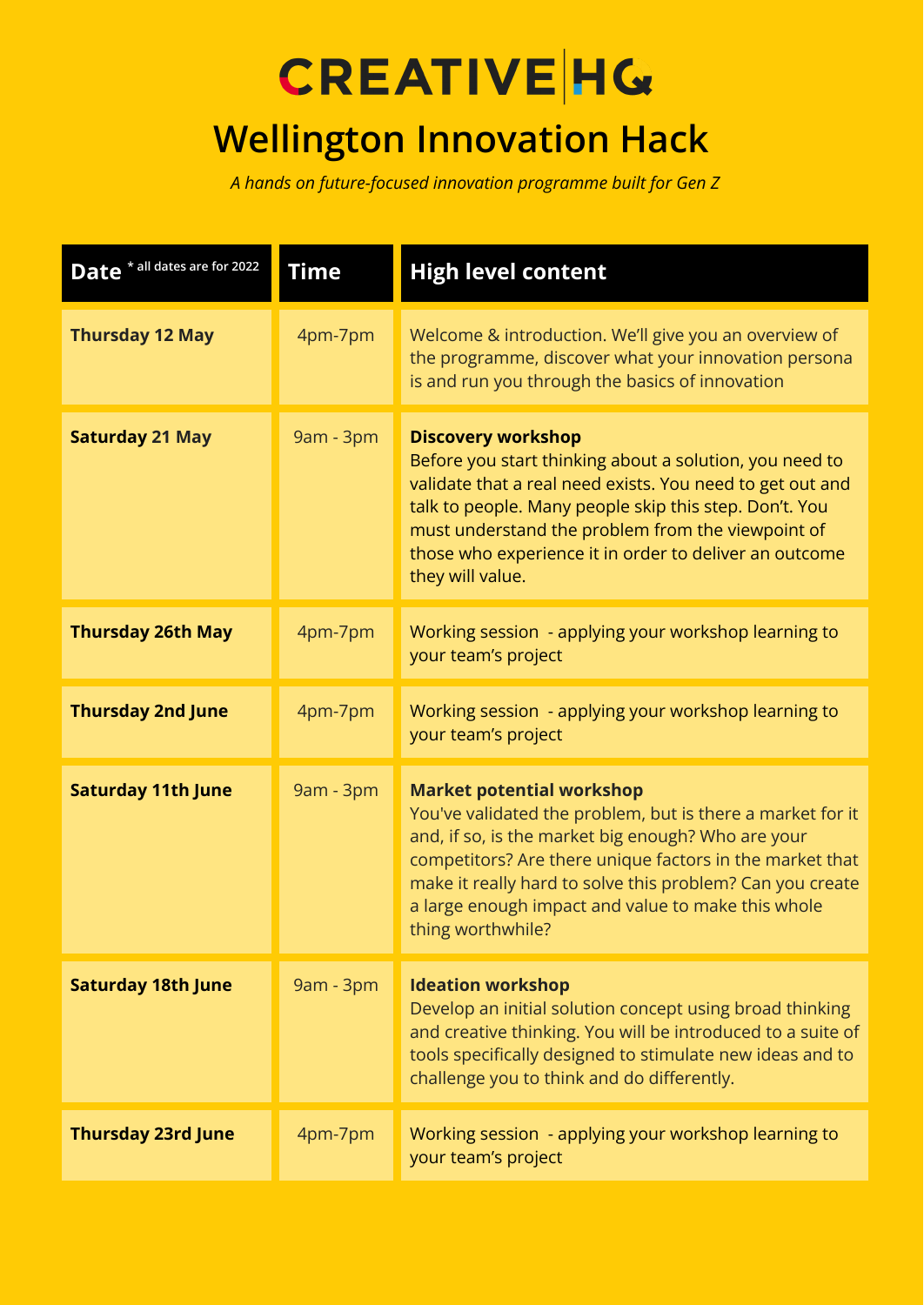# CREATIVE|HQ

## Wellington Innovation Hack

*A hands on future-focused innovation programme built for Gen Z*

| Date * all dates are for 2022 | Time | High level content |
|---|---|---|
| **Thursday 12 May** | 4pm-7pm | Welcome & introduction. We'll give you an overview of the programme, discover what your innovation persona is and run you through the basics of innovation |
| **Saturday 21 May** | 9am - 3pm | **Discovery workshop** Before you start thinking about a solution, you need to validate that a real need exists. You need to get out and talk to people. Many people skip this step. Don't. You must understand the problem from the viewpoint of those who experience it in order to deliver an outcome they will value. |
| **Thursday 26th May** | 4pm-7pm | Working session - applying your workshop learning to your team's project |
| **Thursday 2nd June** | 4pm-7pm | Working session - applying your workshop learning to your team's project |
| **Saturday 11th June** | 9am - 3pm | **Market potential workshop** You've validated the problem, but is there a market for it and, if so, is the market big enough? Who are your competitors? Are there unique factors in the market that make it really hard to solve this problem? Can you create a large enough impact and value to make this whole thing worthwhile? |
| **Saturday 18th June** | 9am - 3pm | **Ideation workshop** Develop an initial solution concept using broad thinking and creative thinking. You will be introduced to a suite of tools specifically designed to stimulate new ideas and to challenge you to think and do differently. |
| **Thursday 23rd June** | 4pm-7pm | Working session - applying your workshop learning to your team's project |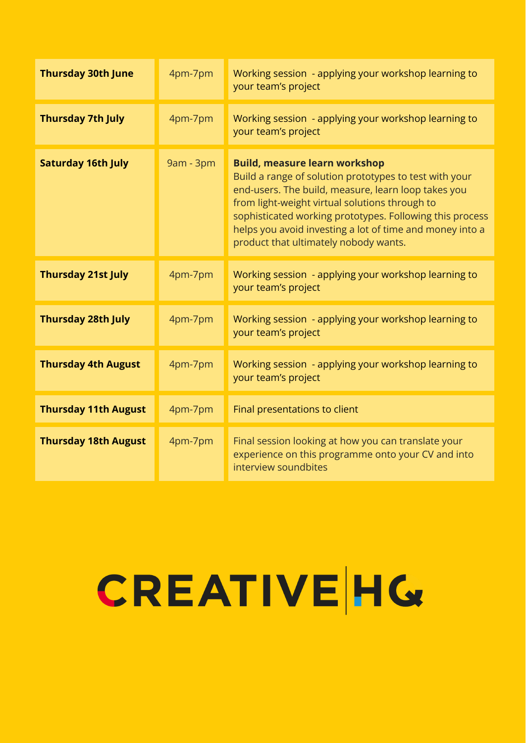| | | |
|---|---|---|
| **Thursday 30th June** | 4pm-7pm | Working session - applying your workshop learning to your team's project |
| **Thursday 7th July** | 4pm-7pm | Working session - applying your workshop learning to your team's project |
| **Saturday 16th July** | 9am - 3pm | **Build, measure learn workshop** Build a range of solution prototypes to test with your end-users. The build, measure, learn loop takes you from light-weight virtual solutions through to sophisticated working prototypes. Following this process helps you avoid investing a lot of time and money into a product that ultimately nobody wants. |
| **Thursday 21st July** | 4pm-7pm | Working session - applying your workshop learning to your team's project |
| **Thursday 28th July** | 4pm-7pm | Working session - applying your workshop learning to your team's project |
| **Thursday 4th August** | 4pm-7pm | Working session - applying your workshop learning to your team's project |
| **Thursday 11th August** | 4pm-7pm | Final presentations to client |
| **Thursday 18th August** | 4pm-7pm | Final session looking at how you can translate your experience on this programme onto your CV and into interview soundbites |

CREATIVE HQ